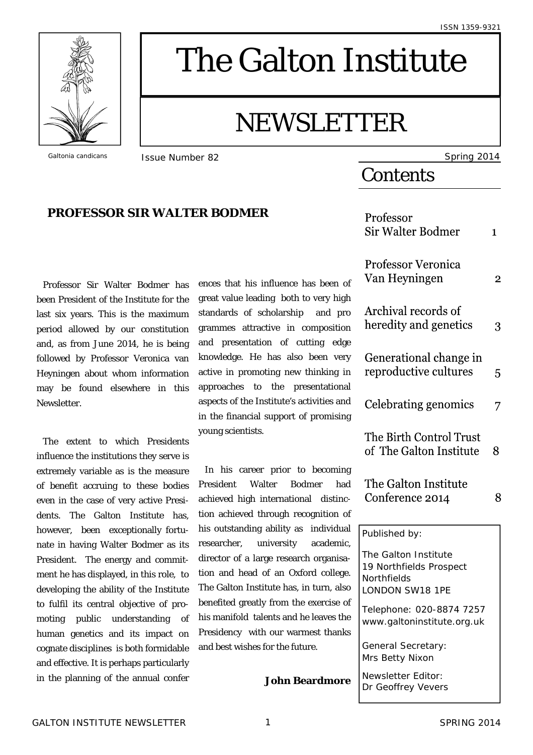ISSN 1359-9321

Galtonia candicans

# The Galton Institute

# NEWSLETTER

Issue Number 82

Spring 2014

## Contents

| | |
|---|---|
| Professor Sir Walter Bodmer | 1 |
| Professor Veronica Van Heyningen | 2 |
| Archival records of heredity and genetics | 3 |
| Generational change in reproductive cultures | 5 |
| Celebrating genomics | 7 |
| The Birth Control Trust of The Galton Institute | 8 |
| The Galton Institute Conference 2014 | 8 |

Published by:

The Galton Institute
19 Northfields Prospect
Northfields
LONDON SW18 1PE

Telephone: 020-8874 7257
www.galtoninstitute.org.uk

General Secretary:
Mrs Betty Nixon

Newsletter Editor:
Dr Geoffrey Vevers

## PROFESSOR SIR WALTER BODMER

Professor Sir Walter Bodmer has been President of the Institute for the last six years. This is the maximum period allowed by our constitution and, as from June 2014, he is being followed by Professor Veronica van Heyningen about whom information may be found elsewhere in this Newsletter.

The extent to which Presidents influence the institutions they serve is extremely variable as is the measure of benefit accruing to these bodies even in the case of very active Presidents. The Galton Institute has, however, been exceptionally fortunate in having Walter Bodmer as its President. The energy and commitment he has displayed, in this role, to developing the ability of the Institute to fulfil its central objective of promoting public understanding of human genetics and its impact on cognate disciplines is both formidable and effective. It is perhaps particularly in the planning of the annual conferences that his influence has been of great value leading both to very high standards of scholarship and programmes attractive in composition and presentation of cutting edge knowledge. He has also been very active in promoting new thinking in approaches to the presentational aspects of the Institute's activities and in the financial support of promising young scientists.

In his career prior to becoming President Walter Bodmer had achieved high international distinction achieved through recognition of his outstanding ability as individual researcher, university academic, director of a large research organisation and head of an Oxford college. The Galton Institute has, in turn, also benefited greatly from the exercise of his manifold talents and he leaves the Presidency with our warmest thanks and best wishes for the future.

**John Beardmore**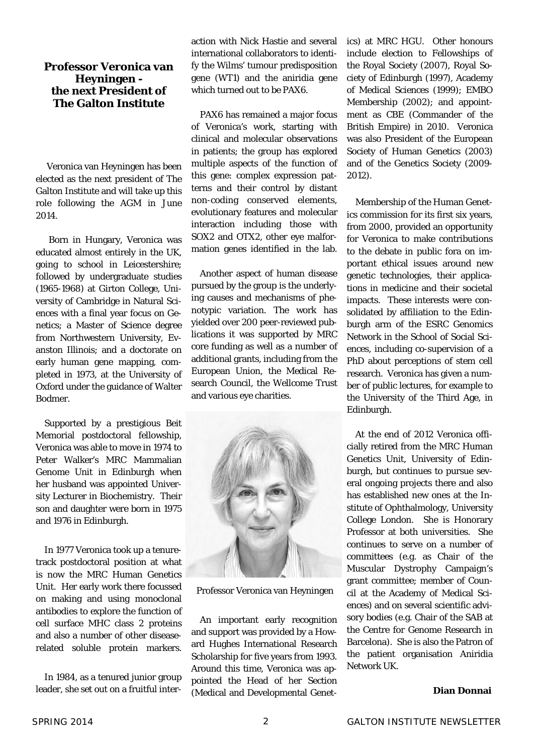## Professor Veronica van Heyningen - the next President of The Galton Institute

Veronica van Heyningen has been elected as the next president of The Galton Institute and will take up this role following the AGM in June 2014.

Born in Hungary, Veronica was educated almost entirely in the UK, going to school in Leicestershire; followed by undergraduate studies (1965-1968) at Girton College, University of Cambridge in Natural Sciences with a final year focus on Genetics; a Master of Science degree from Northwestern University, Evanston Illinois; and a doctorate on early human gene mapping, completed in 1973, at the University of Oxford under the guidance of Walter Bodmer.

Supported by a prestigious Beit Memorial postdoctoral fellowship, Veronica was able to move in 1974 to Peter Walker's MRC Mammalian Genome Unit in Edinburgh when her husband was appointed University Lecturer in Biochemistry. Their son and daughter were born in 1975 and 1976 in Edinburgh.

In 1977 Veronica took up a tenure-track postdoctoral position at what is now the MRC Human Genetics Unit. Her early work there focussed on making and using monoclonal antibodies to explore the function of cell surface MHC class 2 proteins and also a number of other disease-related soluble protein markers.

In 1984, as a tenured junior group leader, she set out on a fruitful interaction with Nick Hastie and several international collaborators to identify the Wilms' tumour predisposition gene (WT1) and the aniridia gene which turned out to be PAX6.

PAX6 has remained a major focus of Veronica's work, starting with clinical and molecular observations in patients; the group has explored multiple aspects of the function of this gene: complex expression patterns and their control by distant non-coding conserved elements, evolutionary features and molecular interaction including those with SOX2 and OTX2, other eye malformation genes identified in the lab.

Another aspect of human disease pursued by the group is the underlying causes and mechanisms of phenotypic variation. The work has yielded over 200 peer-reviewed publications it was supported by MRC core funding as well as a number of additional grants, including from the European Union, the Medical Research Council, the Wellcome Trust and various eye charities.

Professor Veronica van Heyningen

An important early recognition and support was provided by a Howard Hughes International Research Scholarship for five years from 1993. Around this time, Veronica was appointed the Head of her Section (Medical and Developmental Genetics) at MRC HGU. Other honours include election to Fellowships of the Royal Society (2007), Royal Society of Edinburgh (1997), Academy of Medical Sciences (1999); EMBO Membership (2002); and appointment as CBE (Commander of the British Empire) in 2010. Veronica was also President of the European Society of Human Genetics (2003) and of the Genetics Society (2009-2012).

Membership of the Human Genetics commission for its first six years, from 2000, provided an opportunity for Veronica to make contributions to the debate in public fora on important ethical issues around new genetic technologies, their applications in medicine and their societal impacts. These interests were consolidated by affiliation to the Edinburgh arm of the ESRC Genomics Network in the School of Social Sciences, including co-supervision of a PhD about perceptions of stem cell research. Veronica has given a number of public lectures, for example to the University of the Third Age, in Edinburgh.

At the end of 2012 Veronica officially retired from the MRC Human Genetics Unit, University of Edinburgh, but continues to pursue several ongoing projects there and also has established new ones at the Institute of Ophthalmology, University College London. She is Honorary Professor at both universities. She continues to serve on a number of committees (e.g. as Chair of the Muscular Dystrophy Campaign's grant committee; member of Council at the Academy of Medical Sciences) and on several scientific advisory bodies (e.g. Chair of the SAB at the Centre for Genome Research in Barcelona). She is also the Patron of the patient organisation Aniridia Network UK.

**Dian Donnai**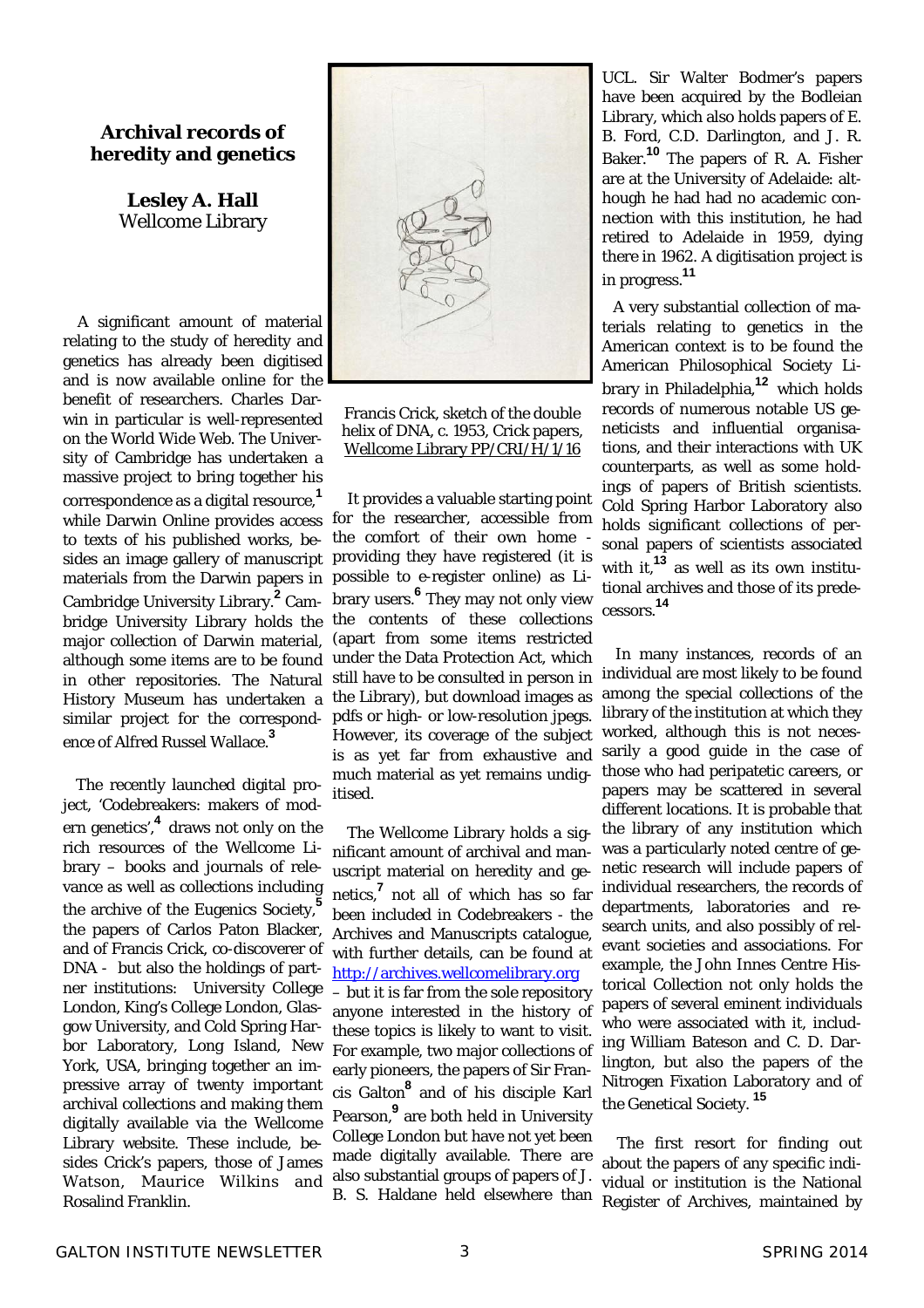## Archival records of heredity and genetics

**Lesley A. Hall**
Wellcome Library

A significant amount of material relating to the study of heredity and genetics has already been digitised and is now available online for the benefit of researchers. Charles Darwin in particular is well-represented on the World Wide Web. The University of Cambridge has undertaken a massive project to bring together his correspondence as a digital resource,[1] while Darwin Online provides access to texts of his published works, besides an image gallery of manuscript materials from the Darwin papers in Cambridge University Library.[2] Cambridge University Library holds the major collection of Darwin material, although some items are to be found in other repositories. The Natural History Museum has undertaken a similar project for the correspondence of Alfred Russel Wallace.[3]

The recently launched digital project, 'Codebreakers: makers of modern genetics',[4] draws not only on the rich resources of the Wellcome Library – books and journals of relevance as well as collections including the archive of the Eugenics Society,[5] the papers of Carlos Paton Blacker, and of Francis Crick, co-discoverer of DNA - but also the holdings of partner institutions: University College London, King's College London, Glasgow University, and Cold Spring Harbor Laboratory, Long Island, New York, USA, bringing together an impressive array of twenty important archival collections and making them digitally available via the Wellcome Library website. These include, besides Crick's papers, those of James Watson, Maurice Wilkins and Rosalind Franklin.

Francis Crick, sketch of the double helix of DNA, c. 1953, Crick papers, Wellcome Library PP/CRI/H/1/16

It provides a valuable starting point for the researcher, accessible from the comfort of their own home - providing they have registered (it is possible to e-register online) as Library users.[6] They may not only view the contents of these collections (apart from some items restricted under the Data Protection Act, which still have to be consulted in person in the Library), but download images as pdfs or high- or low-resolution jpegs. However, its coverage of the subject is as yet far from exhaustive and much material as yet remains undigitised.

The Wellcome Library holds a significant amount of archival and manuscript material on heredity and genetics,[7] not all of which has so far been included in Codebreakers - the Archives and Manuscripts catalogue, with further details, can be found at http://archives.wellcomelibrary.org – but it is far from the sole repository anyone interested in the history of these topics is likely to want to visit. For example, two major collections of early pioneers, the papers of Sir Francis Galton[8] and of his disciple Karl Pearson,[9] are both held in University College London but have not yet been made digitally available. There are also substantial groups of papers of J. B. S. Haldane held elsewhere than UCL. Sir Walter Bodmer's papers have been acquired by the Bodleian Library, which also holds papers of E. B. Ford, C.D. Darlington, and J. R. Baker.[10] The papers of R. A. Fisher are at the University of Adelaide: although he had had no academic connection with this institution, he had retired to Adelaide in 1959, dying there in 1962. A digitisation project is in progress.[11]

A very substantial collection of materials relating to genetics in the American context is to be found the American Philosophical Society Library in Philadelphia,[12] which holds records of numerous notable US geneticists and influential organisations, and their interactions with UK counterparts, as well as some holdings of papers of British scientists. Cold Spring Harbor Laboratory also holds significant collections of personal papers of scientists associated with it,[13] as well as its own institutional archives and those of its predecessors.[14]

In many instances, records of an individual are most likely to be found among the special collections of the library of the institution at which they worked, although this is not necessarily a good guide in the case of those who had peripatetic careers, or papers may be scattered in several different locations. It is probable that the library of any institution which was a particularly noted centre of genetic research will include papers of individual researchers, the records of departments, laboratories and research units, and also possibly of relevant societies and associations. For example, the John Innes Centre Historical Collection not only holds the papers of several eminent individuals who were associated with it, including William Bateson and C. D. Darlington, but also the papers of the Nitrogen Fixation Laboratory and of the Genetical Society.[15]

The first resort for finding out about the papers of any specific individual or institution is the National Register of Archives, maintained by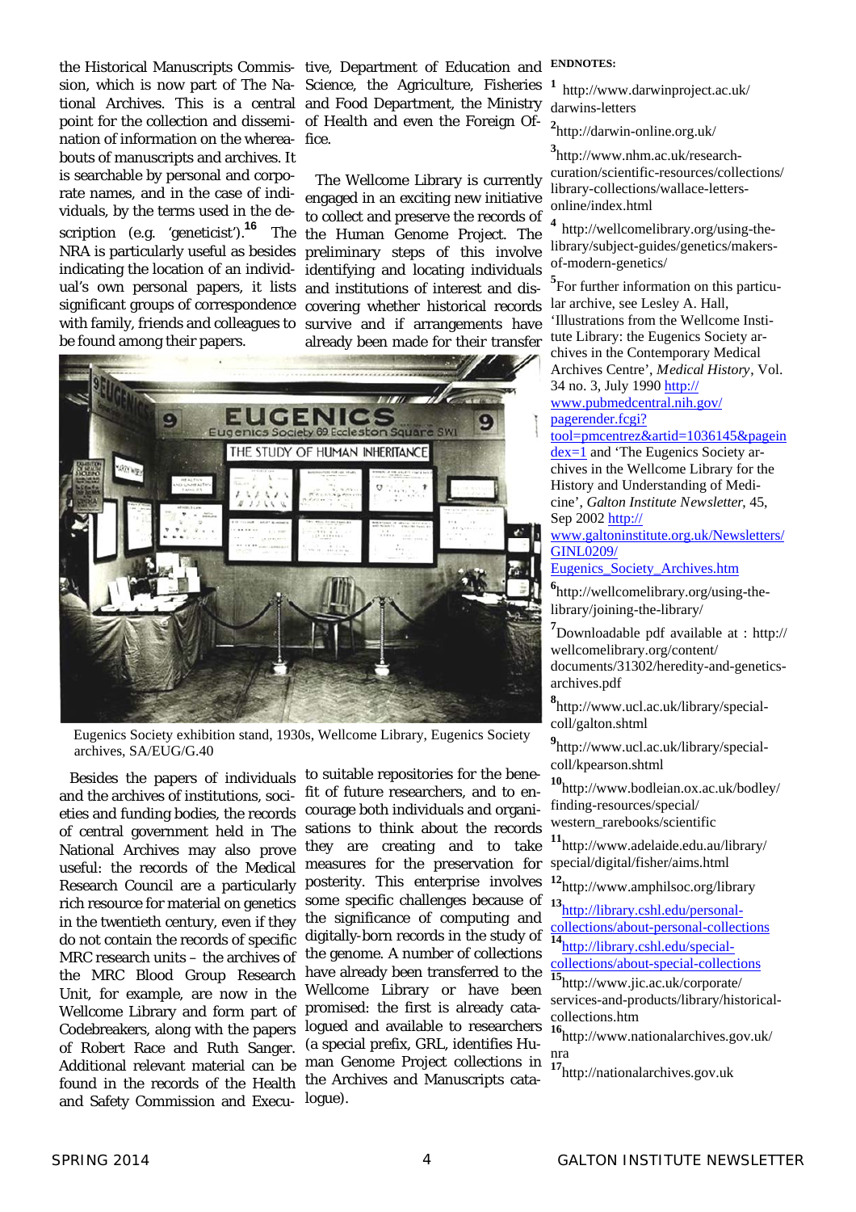the Historical Manuscripts Commission, which is now part of The National Archives. This is a central point for the collection and dissemination of information on the whereabouts of manuscripts and archives. It is searchable by personal and corporate names, and in the case of individuals, by the terms used in the description (e.g. 'geneticist').[16] The NRA is particularly useful as besides indicating the location of an individual's own personal papers, it lists significant groups of correspondence with family, friends and colleagues to be found among their papers.

Besides the papers of individuals and the archives of institutions, societies and funding bodies, the records of central government held in The National Archives may also prove useful: the records of the Medical Research Council are a particularly rich resource for material on genetics in the twentieth century, even if they do not contain the records of specific MRC research units – the archives of the MRC Blood Group Research Unit, for example, are now in the Wellcome Library and form part of Codebreakers, along with the papers of Robert Race and Ruth Sanger. Additional relevant material can be found in the records of the Health and Safety Commission and Executive, Department of Education and Science, the Agriculture, Fisheries and Food Department, the Ministry of Health and even the Foreign Office.

The Wellcome Library is currently engaged in an exciting new initiative to collect and preserve the records of the Human Genome Project. The preliminary steps of this involve identifying and locating individuals and institutions of interest and discovering whether historical records survive and if arrangements have already been made for their transfer to suitable repositories for the benefit of future researchers, and to encourage both individuals and organisations to think about the records they are creating and to take measures for the preservation for posterity. This enterprise involves some specific challenges because of the significance of computing and digitally-born records in the study of the genome. A number of collections have already been transferred to the Wellcome Library or have been promised: the first is already catalogued and available to researchers (a special prefix, GRL, identifies Human Genome Project collections in the Archives and Manuscripts catalogue).

Eugenics Society exhibition stand, 1930s, Wellcome Library, Eugenics Society archives, SA/EUG/G.40

**ENDNOTES:**

[1] http://www.darwinproject.ac.uk/darwins-letters

[2] http://darwin-online.org.uk/

[3] http://www.nhm.ac.uk/research-curation/scientific-resources/collections/library-collections/wallace-letters-online/index.html

[4] http://wellcomelibrary.org/using-the-library/subject-guides/genetics/makers-of-modern-genetics/

[5] For further information on this particular archive, see Lesley A. Hall, 'Illustrations from the Wellcome Institute Library: the Eugenics Society archives in the Contemporary Medical Archives Centre', *Medical History*, Vol. 34 no. 3, July 1990 http://www.pubmedcentral.nih.gov/pagerender.fcgi?tool=pmcentrez&artid=1036145&pageindex=1 and 'The Eugenics Society archives in the Wellcome Library for the History and Understanding of Medicine', *Galton Institute Newsletter*, 45, Sep 2002 http://www.galtoninstitute.org.uk/Newsletters/GINL0209/Eugenics_Society_Archives.htm

[6] http://wellcomelibrary.org/using-the-library/joining-the-library/

[7] Downloadable pdf available at : http://wellcomelibrary.org/content/documents/31302/heredity-and-genetics-archives.pdf

[8] http://www.ucl.ac.uk/library/special-coll/galton.shtml

[9] http://www.ucl.ac.uk/library/special-coll/kpearson.shtml

[10] http://www.bodleian.ox.ac.uk/bodley/finding-resources/special/western_rarebooks/scientific

[11] http://www.adelaide.edu.au/library/special/digital/fisher/aims.html

[12] http://www.amphilsoc.org/library

[13] http://library.cshl.edu/personal-collections/about-personal-collections

[14] http://library.cshl.edu/special-collections/about-special-collections

[15] http://www.jic.ac.uk/corporate/services-and-products/library/historical-collections.htm

[16] http://www.nationalarchives.gov.uk/nra

[17] http://nationalarchives.gov.uk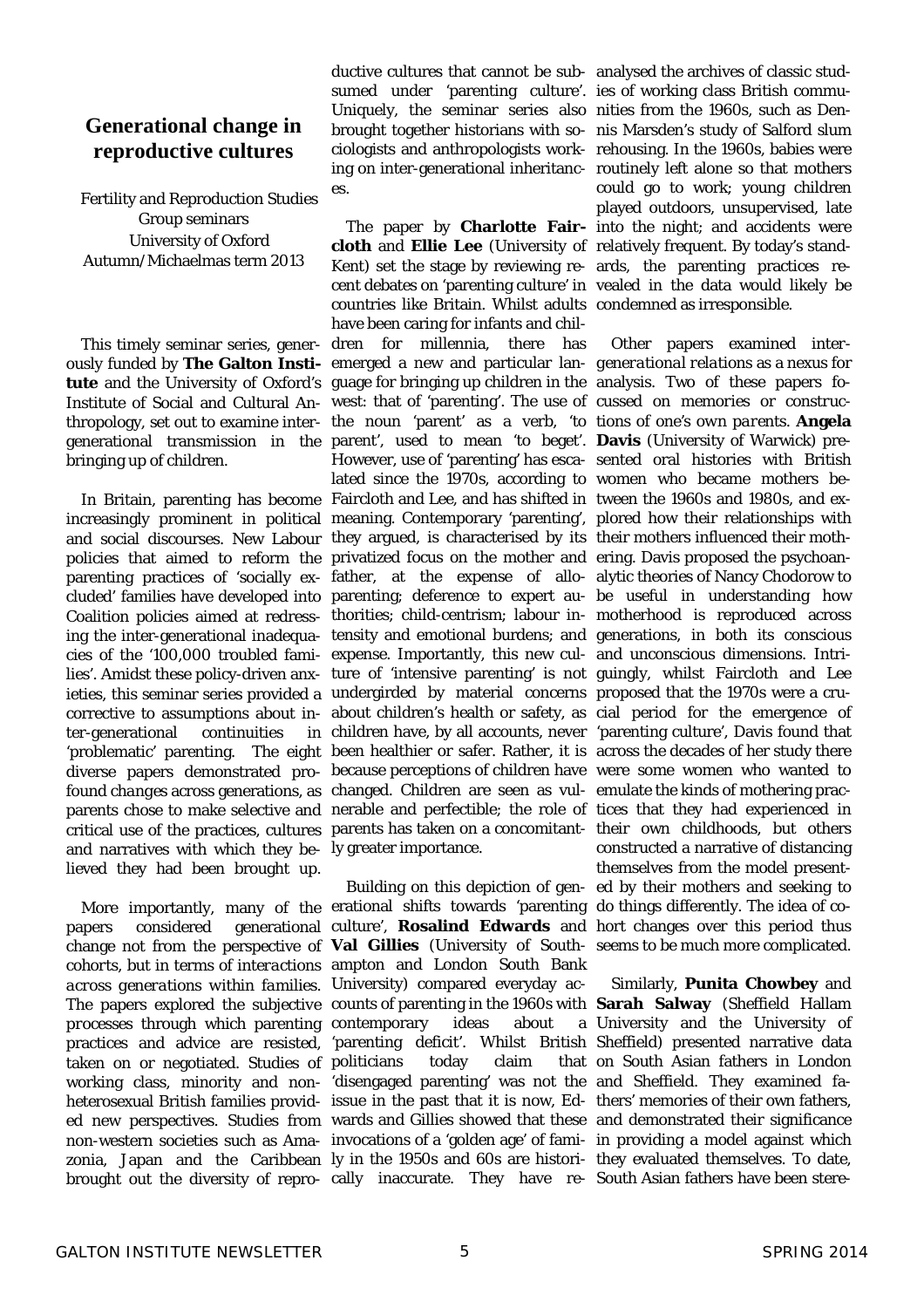## Generational change in reproductive cultures

Fertility and Reproduction Studies Group seminars
University of Oxford
Autumn/Michaelmas term 2013

This timely seminar series, generously funded by **The Galton Institute** and the University of Oxford's Institute of Social and Cultural Anthropology, set out to examine inter-generational transmission in the bringing up of children.

In Britain, parenting has become increasingly prominent in political and social discourses. New Labour policies that aimed to reform the parenting practices of 'socially excluded' families have developed into Coalition policies aimed at redressing the inter-generational inadequacies of the '100,000 troubled families'. Amidst these policy-driven anxieties, this seminar series provided a corrective to assumptions about inter-generational continuities in 'problematic' parenting. The eight diverse papers demonstrated profound changes across generations, as parents chose to make selective and critical use of the practices, cultures and narratives with which they believed they had been brought up.

More importantly, many of the papers considered generational change not from the perspective of *cohorts*, but in terms of *interactions across generations within families*. The papers explored the subjective processes through which parenting practices and advice are resisted, taken on or negotiated. Studies of working class, minority and non-heterosexual British families provided new perspectives. Studies from non-western societies such as Amazonia, Japan and the Caribbean brought out the diversity of reproductive cultures that cannot be subsumed under 'parenting culture'. Uniquely, the seminar series also brought together historians with sociologists and anthropologists working on inter-generational inheritances.

The paper by **Charlotte Faircloth** and **Ellie Lee** (University of Kent) set the stage by reviewing recent debates on 'parenting culture' in countries like Britain. Whilst adults have been caring for infants and children for millennia, there has emerged a new and particular language for bringing up children in the west: that of 'parenting'. The use of the noun 'parent' as a verb, 'to parent', used to mean 'to beget'. However, use of 'parenting' has escalated since the 1970s, according to Faircloth and Lee, and has shifted in meaning. Contemporary 'parenting', they argued, is characterised by its privatized focus on the mother and father, at the expense of allo-parenting; deference to expert authorities; child-centrism; labour intensity and emotional burdens; and expense. Importantly, this new culture of 'intensive parenting' is not undergirded by material concerns about children's health or safety, as children have, by all accounts, never been healthier or safer. Rather, it is because perceptions of children have changed. Children are seen as vulnerable and perfectible; the role of parents has taken on a concomitantly greater importance.

Building on this depiction of generational shifts towards 'parenting culture', **Rosalind Edwards** and **Val Gillies** (University of Southampton and London South Bank University) compared everyday accounts of parenting in the 1960s with contemporary ideas about a 'parenting deficit'. Whilst British politicians today claim that 'disengaged parenting' was not the issue in the past that it is now, Edwards and Gillies showed that these invocations of a 'golden age' of family in the 1950s and 60s are historically inaccurate. They have re-analysed the archives of classic studies of working class British communities from the 1960s, such as Dennis Marsden's study of Salford slum rehousing. In the 1960s, babies were routinely left alone so that mothers could go to work; young children played outdoors, unsupervised, late into the night; and accidents were relatively frequent. By today's standards, the parenting practices revealed in the data would likely be condemned as irresponsible.

Other papers examined inter-*generational relations* as a nexus for analysis. Two of these papers focussed on memories or constructions of one's own parents. **Angela Davis** (University of Warwick) presented oral histories with British women who became mothers between the 1960s and 1980s, and explored how their relationships with their mothers influenced their mothering. Davis proposed the psychoanalytic theories of Nancy Chodorow to be useful in understanding how motherhood is reproduced across generations, in both its conscious and unconscious dimensions. Intriguingly, whilst Faircloth and Lee proposed that the 1970s were a crucial period for the emergence of 'parenting culture', Davis found that across the decades of her study there were some women who wanted to emulate the kinds of mothering practices that they had experienced in their own childhoods, but others constructed a narrative of distancing themselves from the model presented by their mothers and seeking to do things differently. The idea of cohort changes over this period thus seems to be much more complicated.

Similarly, **Punita Chowbey** and **Sarah Salway** (Sheffield Hallam University and the University of Sheffield) presented narrative data on South Asian fathers in London and Sheffield. They examined fathers' memories of their own fathers, and demonstrated their significance in providing a model against which they evaluated themselves. To date, South Asian fathers have been stere-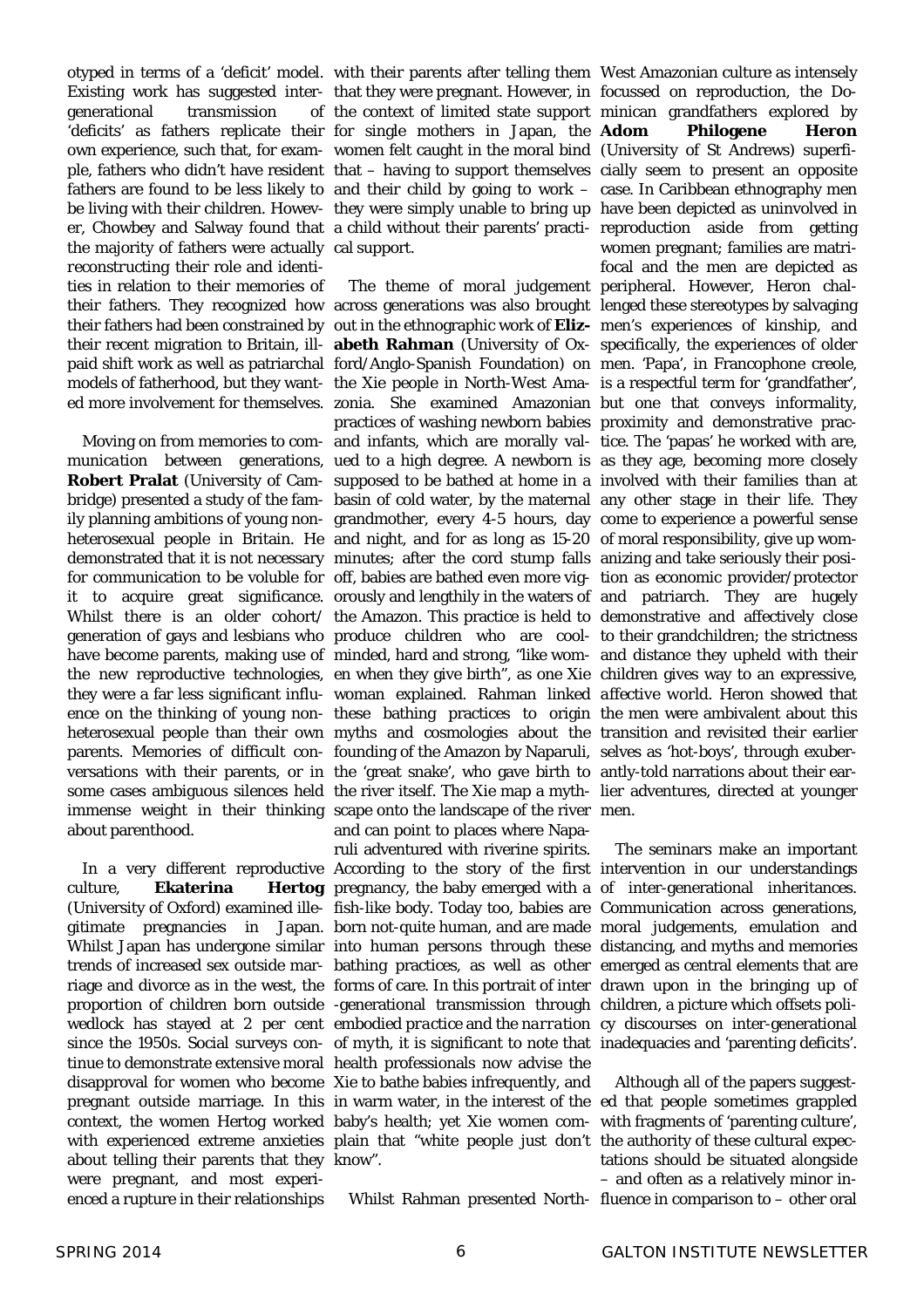otyped in terms of a 'deficit' model. Existing work has suggested intergenerational transmission of 'deficits' as fathers replicate their own experience, such that, for example, fathers who didn't have resident fathers are found to be less likely to be living with their children. However, Chowbey and Salway found that the majority of fathers were actually *reconstructing* their role and identities in relation to their memories of their fathers. They recognized how their fathers had been constrained by their recent migration to Britain, ill-paid shift work as well as patriarchal models of fatherhood, but they wanted more involvement for themselves.

Moving on from memories to *communication* between generations, **Robert Pralat** (University of Cambridge) presented a study of the family planning ambitions of young non-heterosexual people in Britain. He demonstrated that it is not necessary for communication to be voluble for it to acquire great significance. Whilst there is an older cohort/generation of gays and lesbians who have become parents, making use of the new reproductive technologies, they were a far less significant influence on the thinking of young non-heterosexual people than their own parents. Memories of difficult conversations with their parents, or in some cases ambiguous silences held immense weight in their thinking about parenthood.

In a very different reproductive culture, **Ekaterina Hertog** (University of Oxford) examined illegitimate pregnancies in Japan. Whilst Japan has undergone similar trends of increased sex outside marriage and divorce as in the west, the proportion of children born outside wedlock has stayed at 2 per cent since the 1950s. Social surveys continue to demonstrate extensive moral disapproval for women who become pregnant outside marriage. In this context, the women Hertog worked with experienced extreme anxieties about telling their parents that they were pregnant, and most experienced a rupture in their relationships with their parents after telling them that they were pregnant. However, in the context of limited state support for single mothers in Japan, the women felt caught in the moral bind that – having to support themselves and their child by going to work – they were simply unable to bring up a child without their parents' practical support.

The theme of *moral judgement* across generations was also brought out in the ethnographic work of **Elizabeth Rahman** (University of Oxford/Anglo-Spanish Foundation) on the Xie people in North-West Amazonia. She examined Amazonian practices of washing newborn babies and infants, which are morally valued to a high degree. A newborn is supposed to be bathed at home in a basin of cold water, by the maternal grandmother, every 4-5 hours, day and night, and for as long as 15-20 minutes; after the cord stump falls off, babies are bathed even more vigorously and lengthily in the waters of the Amazon. This practice is held to produce children who are cool-minded, hard and strong, "like women when they give birth", as one Xie woman explained. Rahman linked these bathing practices to origin myths and cosmologies about the founding of the Amazon by Naparuli, the 'great snake', who gave birth to the river itself. The Xie map a mythscape onto the landscape of the river and can point to places where Naparuli adventured with riverine spirits. According to the story of the first pregnancy, the baby emerged with a fish-like body. Today too, babies are born not-quite human, and are made into human persons through these bathing practices, as well as other forms of care. In this portrait of inter-generational transmission through *embodied practice* and the *narration of myth*, it is significant to note that health professionals now advise the Xie to bathe babies infrequently, and in warm water, in the interest of the baby's health; yet Xie women complain that "white people just don't know".

Whilst Rahman presented North-West Amazonian culture as intensely focussed on reproduction, the Dominican grandfathers explored by **Adom Philogene Heron** (University of St Andrews) superficially seem to present an opposite case. In Caribbean ethnography men have been depicted as uninvolved in reproduction aside from getting women pregnant; families are matrifocal and the men are depicted as peripheral. However, Heron challenged these stereotypes by salvaging men's experiences of kinship, and specifically, the experiences of older men. 'Papa', in Francophone creole, is a respectful term for 'grandfather', but one that conveys informality, proximity and demonstrative practice. The 'papas' he worked with are, as they age, becoming more closely involved with their families than at any other stage in their life. They come to experience a powerful sense of moral responsibility, give up womanizing and take seriously their position as economic provider/protector and patriarch. They are hugely demonstrative and affectively close to their grandchildren; the strictness and distance they upheld with their children gives way to an expressive, affective world. Heron showed that the men were ambivalent about this transition and revisited their earlier selves as 'hot-boys', through exuberantly-told narrations about their earlier adventures, directed at younger men.

The seminars make an important intervention in our understandings of inter-generational inheritances. Communication across generations, moral judgements, emulation and distancing, and myths and memories emerged as central elements that are drawn upon in the bringing up of children, a picture which offsets policy discourses on inter-generational inadequacies and 'parenting deficits'.

Although all of the papers suggested that people sometimes grappled with fragments of 'parenting culture', the authority of these cultural expectations should be situated alongside – and often as a relatively minor influence in comparison to – other oral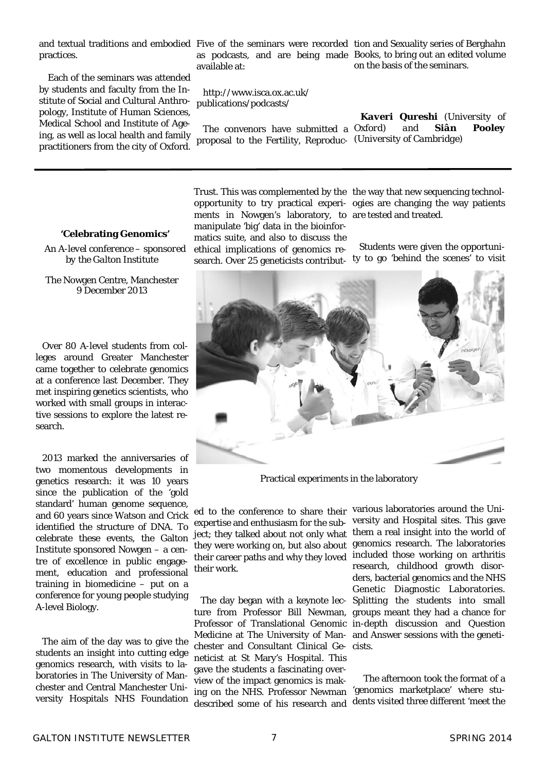and textual traditions and embodied practices.

Each of the seminars was attended by students and faculty from the Institute of Social and Cultural Anthropology, Institute of Human Sciences, Medical School and Institute of Ageing, as well as local health and family practitioners from the city of Oxford. Five of the seminars were recorded as podcasts, and are being made available at:

http://www.isca.ox.ac.uk/publications/podcasts/

The convenors have submitted a proposal to the Fertility, Reproduction and Sexuality series of Berghahn Books, to bring out an edited volume on the basis of the seminars.

***Kaveri Qureshi*** *(University of Oxford) and* ***Siân Pooley*** *(University of Cambridge)*

---

### 'Celebrating Genomics'

*An A-level conference – sponsored by the Galton Institute*

*The Nowgen Centre, Manchester 9 December 2013*

Over 80 A-level students from colleges around Greater Manchester came together to celebrate genomics at a conference last December. They met inspiring genetics scientists, who worked with small groups in interactive sessions to explore the latest research.

2013 marked the anniversaries of two momentous developments in genetics research: it was 10 years since the publication of the 'gold standard' human genome sequence, and 60 years since Watson and Crick identified the structure of DNA. To celebrate these events, the Galton Institute sponsored Nowgen – a centre of excellence in public engagement, education and professional training in biomedicine – put on a conference for young people studying A-level Biology.

The aim of the day was to give the students an insight into cutting edge genomics research, with visits to laboratories in The University of Manchester and Central Manchester University Hospitals NHS Foundation Trust. This was complemented by the opportunity to try practical experiments in Nowgen's laboratory, to manipulate 'big' data in the bioinformatics suite, and also to discuss the ethical implications of genomics research. Over 25 geneticists contributed to the conference to share their expertise and enthusiasm for the subject; they talked about not only what they were working on, but also about their career paths and why they loved their work.

Practical experiments in the laboratory

The day began with a keynote lecture from Professor Bill Newman, Professor of Translational Genomic Medicine at The University of Manchester and Consultant Clinical Geneticist at St Mary's Hospital. This gave the students a fascinating overview of the impact genomics is making on the NHS. Professor Newman described some of his research and the way that new sequencing technologies are changing the way patients are tested and treated.

Students were given the opportunity to go 'behind the scenes' to visit various laboratories around the University and Hospital sites. This gave them a real insight into the world of genomics research. The laboratories included those working on arthritis research, childhood growth disorders, bacterial genomics and the NHS Genetic Diagnostic Laboratories. Splitting the students into small groups meant they had a chance for in-depth discussion and Question and Answer sessions with the geneticists.

The afternoon took the format of a 'genomics marketplace' where students visited three different 'meet the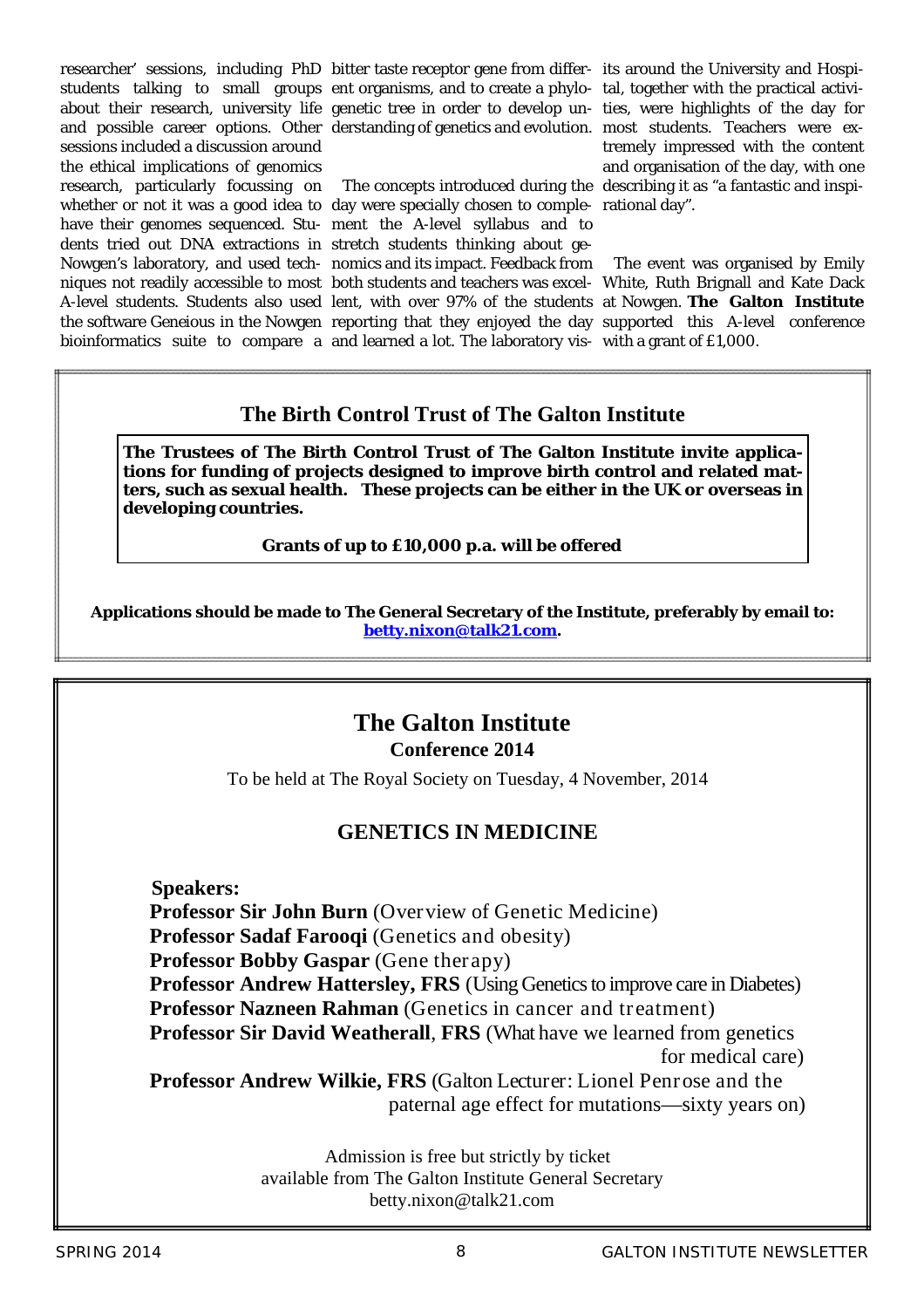researcher' sessions, including PhD students talking to small groups about their research, university life and possible career options. Other sessions included a discussion around the ethical implications of genomics research, particularly focussing on whether or not it was a good idea to have their genomes sequenced. Students tried out DNA extractions in Nowgen's laboratory, and used techniques not readily accessible to most A-level students. Students also used the software Geneious in the Nowgen bioinformatics suite to compare a bitter taste receptor gene from different organisms, and to create a phylogenetic tree in order to develop understanding of genetics and evolution.

The concepts introduced during the day were specially chosen to complement the A-level syllabus and to stretch students thinking about genomics and its impact. Feedback from both students and teachers was excellent, with over 97% of the students reporting that they enjoyed the day and learned a lot. The laboratory visits around the University and Hospital, together with the practical activities, were highlights of the day for most students. Teachers were extremely impressed with the content and organisation of the day, with one describing it as "a fantastic and inspirational day".

The event was organised by Emily White, Ruth Brignall and Kate Dack at Nowgen. **The Galton Institute** supported this A-level conference with a grant of £1,000.

## The Birth Control Trust of The Galton Institute

**The Trustees of The Birth Control Trust of The Galton Institute invite applications for funding of projects designed to improve birth control and related matters, such as sexual health. These projects can be either in the UK or overseas in developing countries.**

**Grants of up to £10,000 p.a. will be offered**

**Applications should be made to The General Secretary of the Institute, preferably by email to: betty.nixon@talk21.com.**

## The Galton Institute

### Conference 2014

To be held at The Royal Society on Tuesday, 4 November, 2014

### GENETICS IN MEDICINE

**Speakers:**

**Professor Sir John Burn** (Overview of Genetic Medicine)
**Professor Sadaf Farooqi** (Genetics and obesity)
**Professor Bobby Gaspar** (Gene therapy)
**Professor Andrew Hattersley, FRS** (Using Genetics to improve care in Diabetes)
**Professor Nazneen Rahman** (Genetics in cancer and treatment)
**Professor Sir David Weatherall**, **FRS** (What have we learned from genetics for medical care)
**Professor Andrew Wilkie, FRS** (Galton Lecturer: Lionel Penrose and the paternal age effect for mutations—sixty years on)

Admission is free but strictly by ticket
available from The Galton Institute General Secretary
betty.nixon@talk21.com